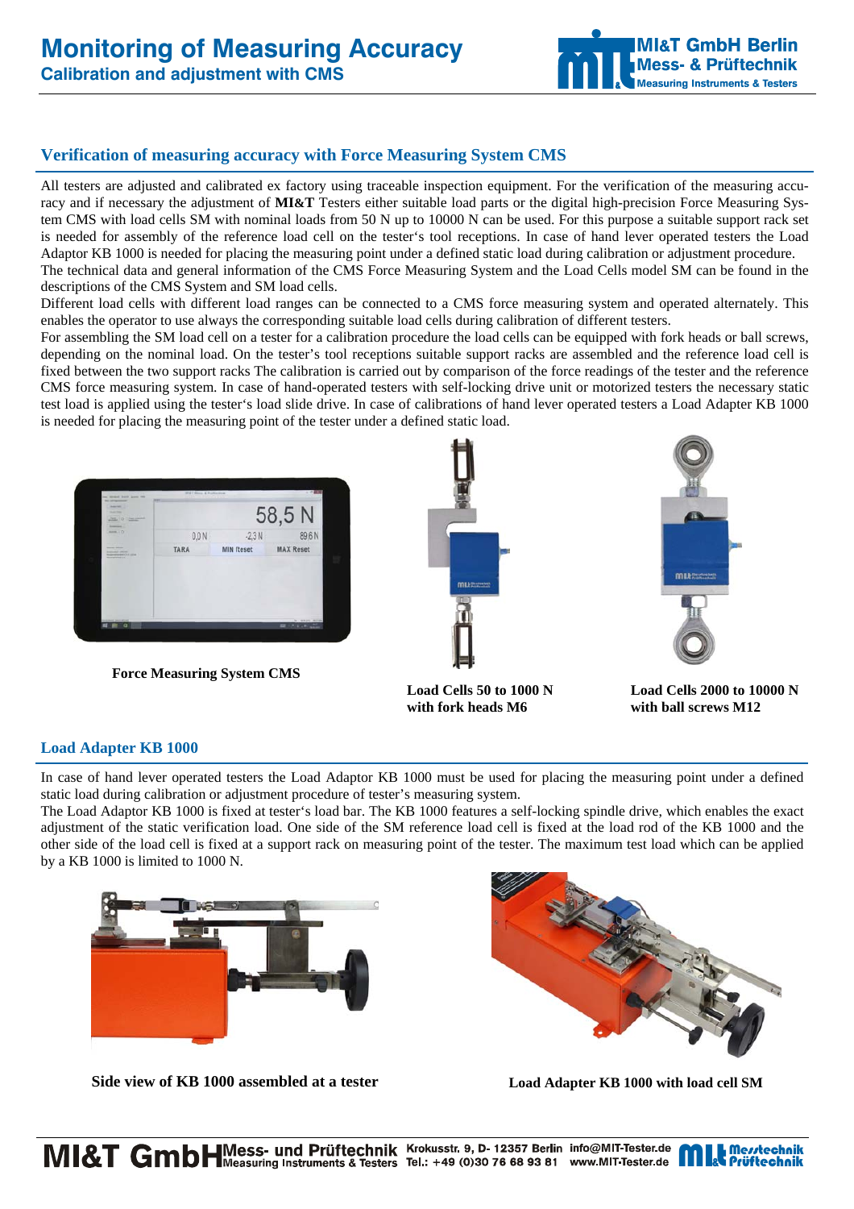# Monitoring of Measuring Accuracy

**Calibration and adjustment with CMS**

## Verification of measuring accuracy with Force Measuring System CMS

All testers are adjusted and calibrated ex factory using traceable inspection equipment. For the verification of the measuring accuracy and if necessary the adjustment of **MI&T** Testers either suitable load parts or the digital high-precision Force Measuring System CMS with load cells SM with nominal loads from 50 N up to 10000 N can be used. For this purpose a suitable support rack set is needed for assembly of the reference load cell on the tester's tool receptions. In case of hand lever operated testers the Load Adaptor KB 1000 is needed for placing the measuring point under a defined static load during calibration or adjustment procedure.
The technical data and general information of the CMS Force Measuring System and the Load Cells model SM can be found in the descriptions of the CMS System and SM load cells.
Different load cells with different load ranges can be connected to a CMS force measuring system and operated alternately. This enables the operator to use always the corresponding suitable load cells during calibration of different testers.
For assembling the SM load cell on a tester for a calibration procedure the load cells can be equipped with fork heads or ball screws, depending on the nominal load. On the tester's tool receptions suitable support racks are assembled and the reference load cell is fixed between the two support racks The calibration is carried out by comparison of the force readings of the tester and the reference CMS force measuring system. In case of hand-operated testers with self-locking drive unit or motorized testers the necessary static test load is applied using the tester's load slide drive. In case of calibrations of hand lever operated testers a Load Adapter KB 1000 is needed for placing the measuring point of the tester under a defined static load.

**Force Measuring System CMS**

**Load Cells 50 to 1000 N with fork heads M6**

**Load Cells 2000 to 10000 N with ball screws M12**

## Load Adapter KB 1000

In case of hand lever operated testers the Load Adaptor KB 1000 must be used for placing the measuring point under a defined static load during calibration or adjustment procedure of tester's measuring system.
The Load Adaptor KB 1000 is fixed at tester's load bar. The KB 1000 features a self-locking spindle drive, which enables the exact adjustment of the static verification load. One side of the SM reference load cell is fixed at the load rod of the KB 1000 and the other side of the load cell is fixed at a support rack on measuring point of the tester. The maximum test load which can be applied by a KB 1000 is limited to 1000 N.

**Side view of KB 1000 assembled at a tester**

**Load Adapter KB 1000 with load cell SM**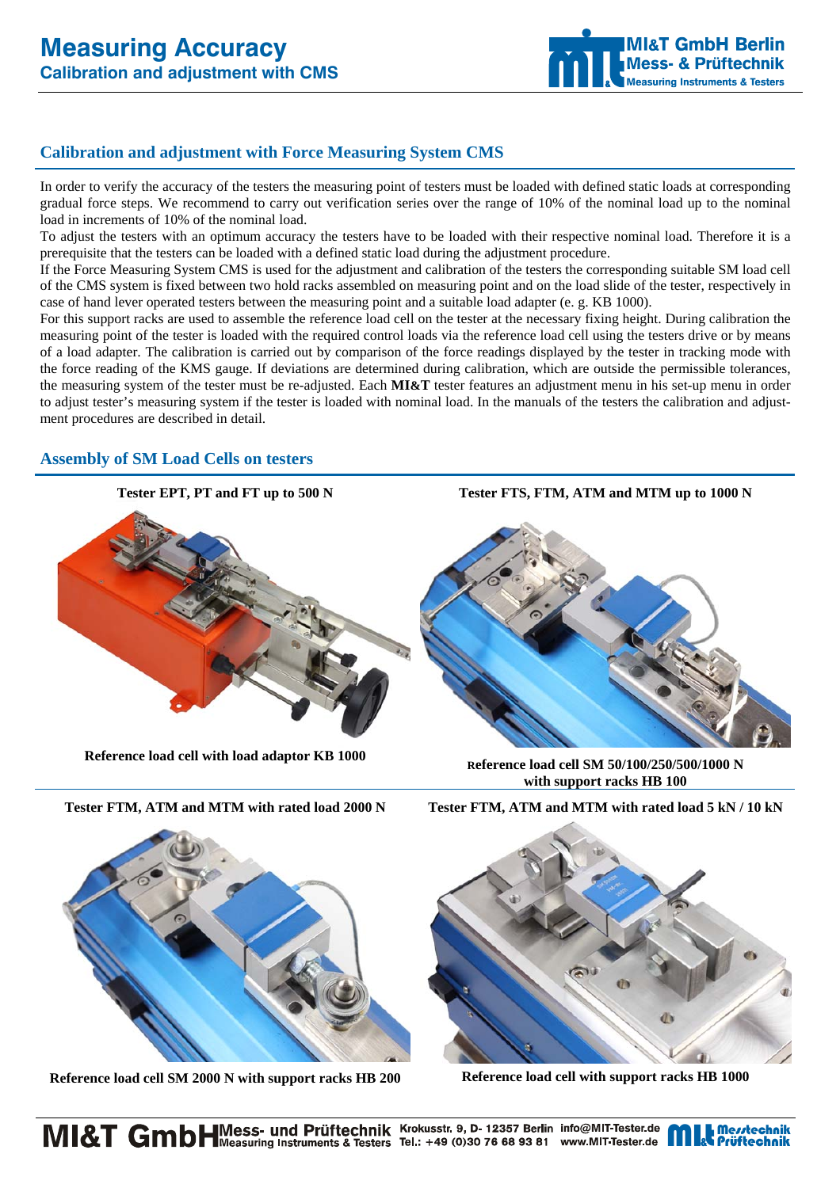# Measuring Accuracy
## Calibration and adjustment with CMS

## Calibration and adjustment with Force Measuring System CMS

In order to verify the accuracy of the testers the measuring point of testers must be loaded with defined static loads at corresponding gradual force steps. We recommend to carry out verification series over the range of 10% of the nominal load up to the nominal load in increments of 10% of the nominal load.

To adjust the testers with an optimum accuracy the testers have to be loaded with their respective nominal load. Therefore it is a prerequisite that the testers can be loaded with a defined static load during the adjustment procedure.

If the Force Measuring System CMS is used for the adjustment and calibration of the testers the corresponding suitable SM load cell of the CMS system is fixed between two hold racks assembled on measuring point and on the load slide of the tester, respectively in case of hand lever operated testers between the measuring point and a suitable load adapter (e. g. KB 1000).

For this support racks are used to assemble the reference load cell on the tester at the necessary fixing height. During calibration the measuring point of the tester is loaded with the required control loads via the reference load cell using the testers drive or by means of a load adapter. The calibration is carried out by comparison of the force readings displayed by the tester in tracking mode with the force reading of the KMS gauge. If deviations are determined during calibration, which are outside the permissible tolerances, the measuring system of the tester must be re-adjusted. Each **MI&T** tester features an adjustment menu in his set-up menu in order to adjust tester's measuring system if the tester is loaded with nominal load. In the manuals of the testers the calibration and adjustment procedures are described in detail.

## Assembly of SM Load Cells on testers

**Tester EPT, PT and FT up to 500 N**

**Reference load cell with load adaptor KB 1000**

**Tester FTS, FTM, ATM and MTM up to 1000 N**

**Reference load cell SM 50/100/250/500/1000 N with support racks HB 100**

**Tester FTM, ATM and MTM with rated load 2000 N**

**Reference load cell SM 2000 N with support racks HB 200**

**Tester FTM, ATM and MTM with rated load 5 kN / 10 kN**

**Reference load cell with support racks HB 1000**